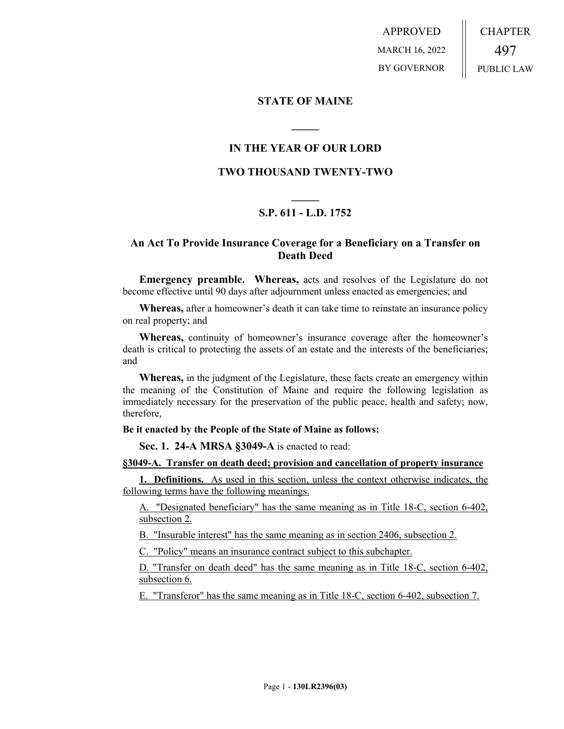APPROVED
MARCH 16, 2022
BY GOVERNOR

CHAPTER
497
PUBLIC LAW

# STATE OF MAINE

## IN THE YEAR OF OUR LORD

## TWO THOUSAND TWENTY-TWO

## S.P. 611 - L.D. 1752

### An Act To Provide Insurance Coverage for a Beneficiary on a Transfer on Death Deed

**Emergency preamble. Whereas,** acts and resolves of the Legislature do not become effective until 90 days after adjournment unless enacted as emergencies; and

**Whereas,** after a homeowner's death it can take time to reinstate an insurance policy on real property; and

**Whereas,** continuity of homeowner's insurance coverage after the homeowner's death is critical to protecting the assets of an estate and the interests of the beneficiaries; and

**Whereas,** in the judgment of the Legislature, these facts create an emergency within the meaning of the Constitution of Maine and require the following legislation as immediately necessary for the preservation of the public peace, health and safety; now, therefore,

**Be it enacted by the People of the State of Maine as follows:**

**Sec. 1. 24-A MRSA §3049-A** is enacted to read:

**§3049-A. Transfer on death deed; provision and cancellation of property insurance**

**1. Definitions.** As used in this section, unless the context otherwise indicates, the following terms have the following meanings.

A. "Designated beneficiary" has the same meaning as in Title 18-C, section 6-402, subsection 2.

B. "Insurable interest" has the same meaning as in section 2406, subsection 2.

C. "Policy" means an insurance contract subject to this subchapter.

D. "Transfer on death deed" has the same meaning as in Title 18-C, section 6-402, subsection 6.

E. "Transferor" has the same meaning as in Title 18-C, section 6-402, subsection 7.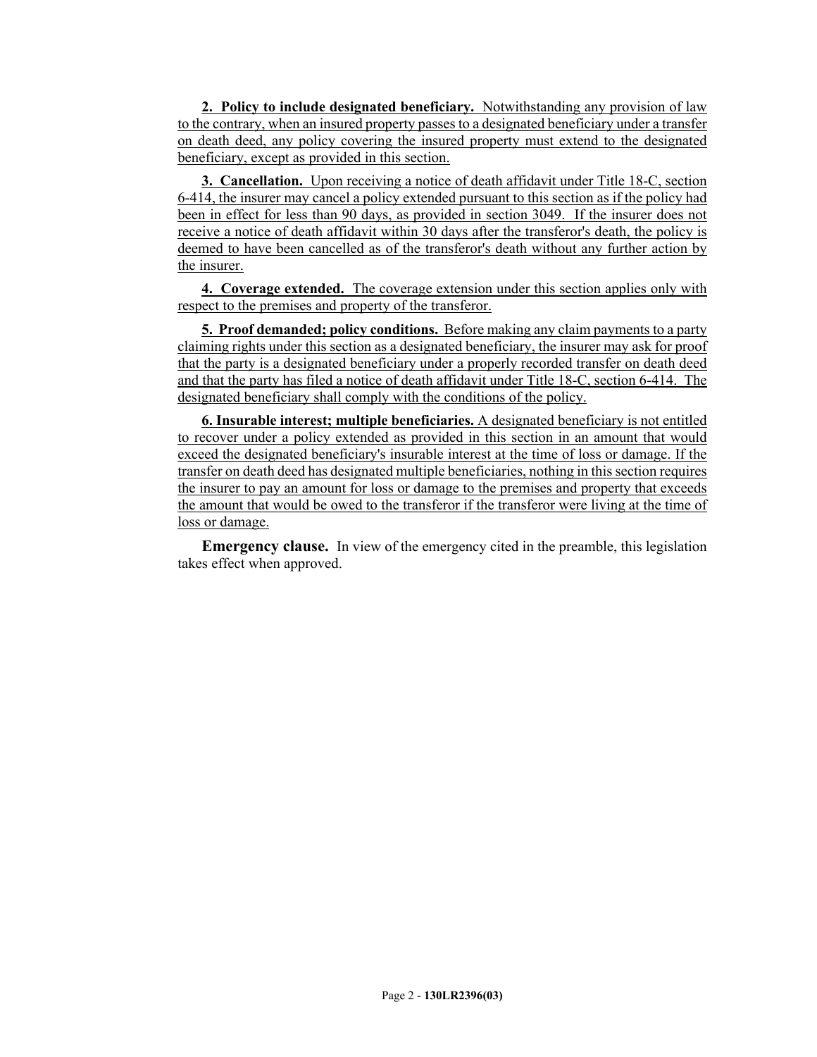**2. Policy to include designated beneficiary.** Notwithstanding any provision of law to the contrary, when an insured property passes to a designated beneficiary under a transfer on death deed, any policy covering the insured property must extend to the designated beneficiary, except as provided in this section.

**3. Cancellation.** Upon receiving a notice of death affidavit under Title 18-C, section 6-414, the insurer may cancel a policy extended pursuant to this section as if the policy had been in effect for less than 90 days, as provided in section 3049. If the insurer does not receive a notice of death affidavit within 30 days after the transferor's death, the policy is deemed to have been cancelled as of the transferor's death without any further action by the insurer.

**4. Coverage extended.** The coverage extension under this section applies only with respect to the premises and property of the transferor.

**5. Proof demanded; policy conditions.** Before making any claim payments to a party claiming rights under this section as a designated beneficiary, the insurer may ask for proof that the party is a designated beneficiary under a properly recorded transfer on death deed and that the party has filed a notice of death affidavit under Title 18-C, section 6-414. The designated beneficiary shall comply with the conditions of the policy.

**6. Insurable interest; multiple beneficiaries.** A designated beneficiary is not entitled to recover under a policy extended as provided in this section in an amount that would exceed the designated beneficiary's insurable interest at the time of loss or damage. If the transfer on death deed has designated multiple beneficiaries, nothing in this section requires the insurer to pay an amount for loss or damage to the premises and property that exceeds the amount that would be owed to the transferor if the transferor were living at the time of loss or damage.

**Emergency clause.** In view of the emergency cited in the preamble, this legislation takes effect when approved.